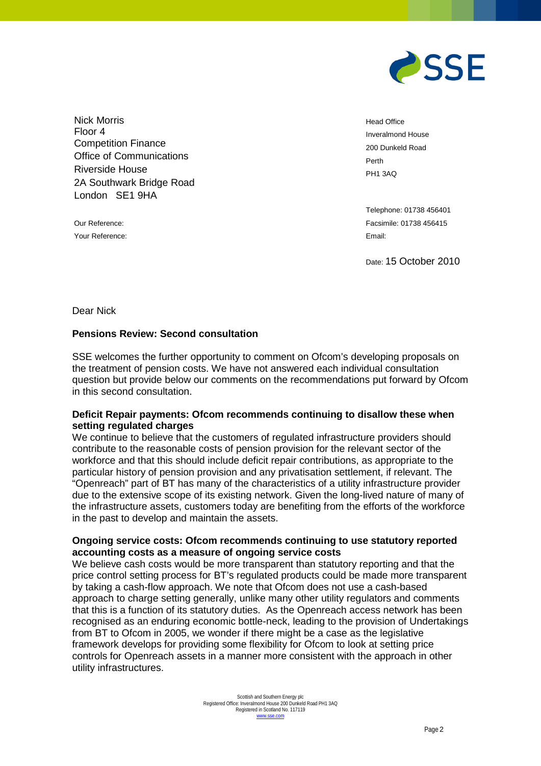Nick Morris
Floor 4
Competition Finance
Office of Communications
Riverside House
2A Southwark Bridge Road
London SE1 9HA

Head Office
Inveralmond House
200 Dunkeld Road
Perth
PH1 3AQ

Telephone: 01738 456401
Facsimile: 01738 456415
Email:

Our Reference:
Your Reference:

Date: 15 October 2010

Dear Nick

**Pensions Review: Second consultation**

SSE welcomes the further opportunity to comment on Ofcom's developing proposals on the treatment of pension costs. We have not answered each individual consultation question but provide below our comments on the recommendations put forward by Ofcom in this second consultation.

**Deficit Repair payments: Ofcom recommends continuing to disallow these when setting regulated charges**

We continue to believe that the customers of regulated infrastructure providers should contribute to the reasonable costs of pension provision for the relevant sector of the workforce and that this should include deficit repair contributions, as appropriate to the particular history of pension provision and any privatisation settlement, if relevant. The "Openreach" part of BT has many of the characteristics of a utility infrastructure provider due to the extensive scope of its existing network. Given the long-lived nature of many of the infrastructure assets, customers today are benefiting from the efforts of the workforce in the past to develop and maintain the assets.

**Ongoing service costs: Ofcom recommends continuing to use statutory reported accounting costs as a measure of ongoing service costs**

We believe cash costs would be more transparent than statutory reporting and that the price control setting process for BT's regulated products could be made more transparent by taking a cash-flow approach. We note that Ofcom does not use a cash-based approach to charge setting generally, unlike many other utility regulators and comments that this is a function of its statutory duties. As the Openreach access network has been recognised as an enduring economic bottle-neck, leading to the provision of Undertakings from BT to Ofcom in 2005, we wonder if there might be a case as the legislative framework develops for providing some flexibility for Ofcom to look at setting price controls for Openreach assets in a manner more consistent with the approach in other utility infrastructures.

Scottish and Southern Energy plc
Registered Office: Inveralmond House 200 Dunkeld Road PH1 3AQ
Registered in Scotland No. 117119
www.sse.com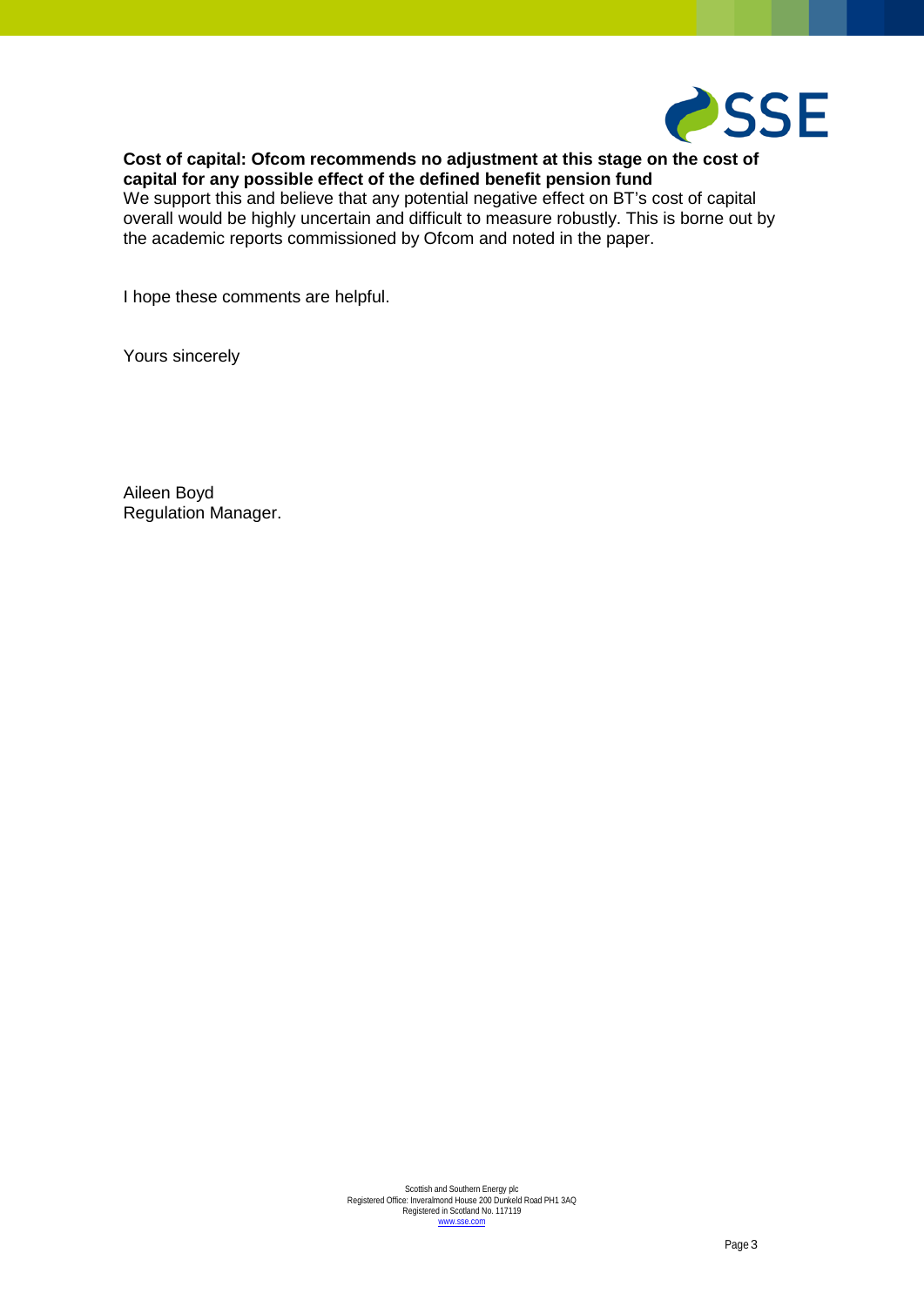**Cost of capital: Ofcom recommends no adjustment at this stage on the cost of capital for any possible effect of the defined benefit pension fund**

We support this and believe that any potential negative effect on BT's cost of capital overall would be highly uncertain and difficult to measure robustly. This is borne out by the academic reports commissioned by Ofcom and noted in the paper.

I hope these comments are helpful.

Yours sincerely

Aileen Boyd
Regulation Manager.

Scottish and Southern Energy plc
Registered Office: Inveralmond House 200 Dunkeld Road PH1 3AQ
Registered in Scotland No. 117119
www.sse.com